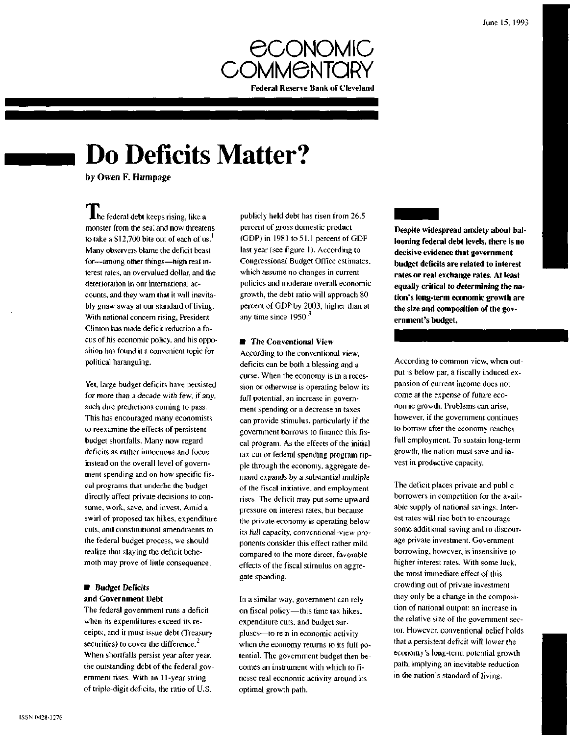June 15, 1993

# ECONOMIC COMMENTARY

**Federal Reserve Bank of Cleveland**

# Do Deficits Matter?

*by Owen F. Humpage*

**Despite widespread anxiety about ballooning federal debt levels, there is no decisive evidence that government budget deficits are related to interest rates or real exchange rates. At least equally critical to determining the nation's long-term economic growth are the size and composition of the government's budget.**

The federal debt keeps rising, like a monster from the sea, and now threatens to take a $12,700 bite out of each of us.[1] Many observers blame the deficit beast for—among other things—high real interest rates, an overvalued dollar, and the deterioration in our international accounts, and they warn that it will inevitably gnaw away at our standard of living. With national concern rising, President Clinton has made deficit reduction a focus of his economic policy, and his opposition has found it a convenient topic for political haranguing.

Yet, large budget deficits have persisted for more than a decade with few, if any, such dire predictions coming to pass. This has encouraged many economists to reexamine the effects of persistent budget shortfalls. Many now regard deficits as rather innocuous and focus instead on the overall level of government spending and on how specific fiscal programs that underlie the budget directly affect private decisions to consume, work, save, and invest. Amid a swirl of proposed tax hikes, expenditure cuts, and constitutional amendments to the federal budget process, we should realize that slaying the deficit behemoth may prove of little consequence.

## ■ Budget Deficits and Government Debt

The federal government runs a deficit when its expenditures exceed its receipts, and it must issue debt (Treasury securities) to cover the difference.[2] When shortfalls persist year after year, the outstanding debt of the federal government rises. With an 11-year string of triple-digit deficits, the ratio of U.S. publicly held debt has risen from 26.5 percent of gross domestic product (GDP) in 1981 to 51.1 percent of GDP last year (see figure 1). According to Congressional Budget Office estimates, which assume no changes in current policies and moderate overall economic growth, the debt ratio will approach 80 percent of GDP by 2003, higher than at any time since 1950.[3]

## ■ The Conventional View

According to the conventional view, deficits can be both a blessing and a curse. When the economy is in a recession or otherwise is operating below its full potential, an increase in government spending or a decrease in taxes can provide stimulus, particularly if the government borrows to finance this fiscal program. As the effects of the initial tax cut or federal spending program ripple through the economy, aggregate demand expands by a substantial multiple of the fiscal initiative, and employment rises. The deficit may put some upward pressure on interest rates, but because the private economy is operating below its full capacity, conventional-view proponents consider this effect rather mild compared to the more direct, favorable effects of the fiscal stimulus on aggregate spending.

In a similar way, government can rely on fiscal policy—this time tax hikes, expenditure cuts, and budget surpluses—to rein in economic activity when the economy returns to its full potential. The government budget then becomes an instrument with which to finesse real economic activity around its optimal growth path.

According to common view, when output is below par, a fiscally induced expansion of current income does not come at the expense of future economic growth. Problems can arise, however, if the government continues to borrow after the economy reaches full employment. To sustain long-term growth, the nation must save and invest in productive capacity.

The deficit places private and public borrowers in competition for the available supply of national savings. Interest rates will rise both to encourage some additional saving and to discourage private investment. Government borrowing, however, is insensitive to higher interest rates. With some luck, the most immediate effect of this crowding out of private investment may only be a change in the composition of national output: an increase in the relative size of the government sector. However, conventional belief holds that a persistent deficit will lower the economy's long-term potential growth path, implying an inevitable reduction in the nation's standard of living.

ISSN 0428-1276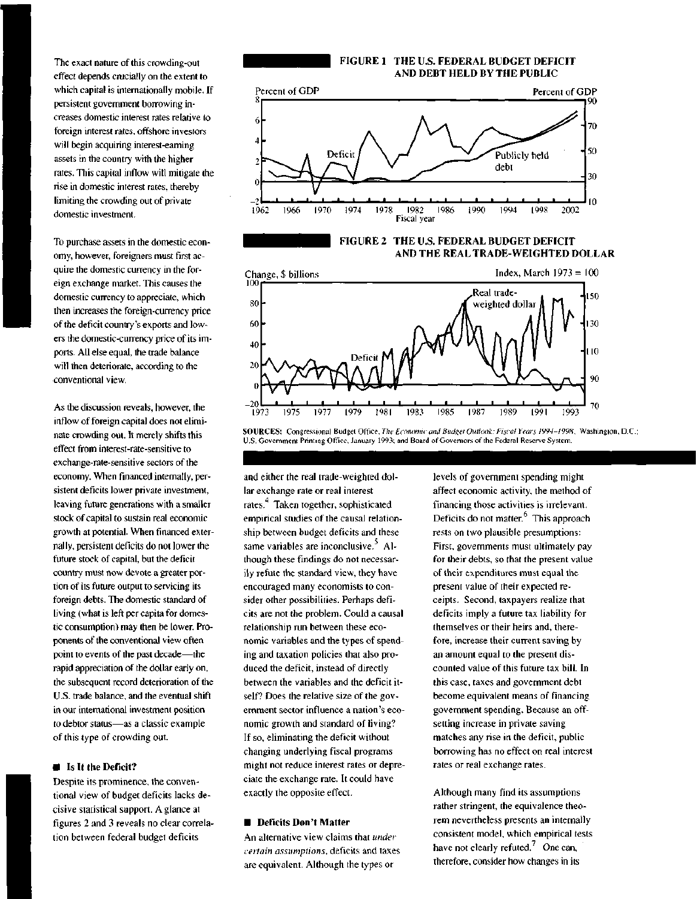The exact nature of this crowding-out effect depends crucially on the extent to which capital is internationally mobile. If persistent government borrowing increases domestic interest rates relative to foreign interest rates, offshore investors will begin acquiring interest-earning assets in the country with the higher rates. This capital inflow will mitigate the rise in domestic interest rates, thereby limiting the crowding out of private domestic investment.

To purchase assets in the domestic economy, however, foreigners must first acquire the domestic currency in the foreign exchange market. This causes the domestic currency to appreciate, which then increases the foreign-currency price of the deficit country's exports and lowers the domestic-currency price of its imports. All else equal, the trade balance will then deteriorate, according to the conventional view.

As the discussion reveals, however, the inflow of foreign capital does not eliminate crowding out. It merely shifts this effect from interest-rate-sensitive to exchange-rate-sensitive sectors of the economy. When financed internally, persistent deficits lower private investment, leaving future generations with a smaller stock of capital to sustain real economic growth at potential. When financed externally, persistent deficits do not lower the future stock of capital, but the deficit country must now devote a greater portion of its future output to servicing its foreign debts. The domestic standard of living (what is left per capita for domestic consumption) may then be lower. Proponents of the conventional view often point to events of the past decade—the rapid appreciation of the dollar early on, the subsequent record deterioration of the U.S. trade balance, and the eventual shift in our international investment position to debtor status—as a classic example of this type of crowding out.

**FIGURE 1 THE U.S. FEDERAL BUDGET DEFICIT AND DEBT HELD BY THE PUBLIC**

**FIGURE 2 THE U.S. FEDERAL BUDGET DEFICIT AND THE REAL TRADE-WEIGHTED DOLLAR**

**SOURCES:** Congressional Budget Office, *The Economic and Budget Outlook: Fiscal Years 1994–1998*, Washington, D.C.: U.S. Government Printing Office, January 1993; and Board of Governors of the Federal Reserve System.

## Is It the Deficit?

Despite its prominence, the conventional view of budget deficits lacks decisive statistical support. A glance at figures 2 and 3 reveals no clear correlation between federal budget deficits and either the real trade-weighted dollar exchange rate or real interest rates.[4] Taken together, sophisticated empirical studies of the causal relationship between budget deficits and these same variables are inconclusive.[5] Although these findings do not necessarily refute the standard view, they have encouraged many economists to consider other possibilities. Perhaps deficits are not the problem. Could a causal relationship run between these economic variables and the types of spending and taxation policies that also produced the deficit, instead of directly between the variables and the deficit itself? Does the relative size of the government sector influence a nation's economic growth and standard of living? If so, eliminating the deficit without changing underlying fiscal programs might not reduce interest rates or depreciate the exchange rate. It could have exactly the opposite effect.

## Deficits Don't Matter

An alternative view claims that *under certain assumptions*, deficits and taxes are equivalent. Although the types or levels of government spending might affect economic activity, the method of financing those activities is irrelevant. Deficits do not matter.[6] This approach rests on two plausible presumptions: First, governments must ultimately pay for their debts, so that the present value of their expenditures must equal the present value of their expected receipts. Second, taxpayers realize that deficits imply a future tax liability for themselves or their heirs and, therefore, increase their current saving by an amount equal to the present discounted value of this future tax bill. In this case, taxes and government debt become equivalent means of financing government spending. Because an offsetting increase in private saving matches any rise in the deficit, public borrowing has no effect on real interest rates or real exchange rates.

Although many find its assumptions rather stringent, the equivalence theorem nevertheless presents an internally consistent model, which empirical tests have not clearly refuted.[7] One can, therefore, consider how changes in its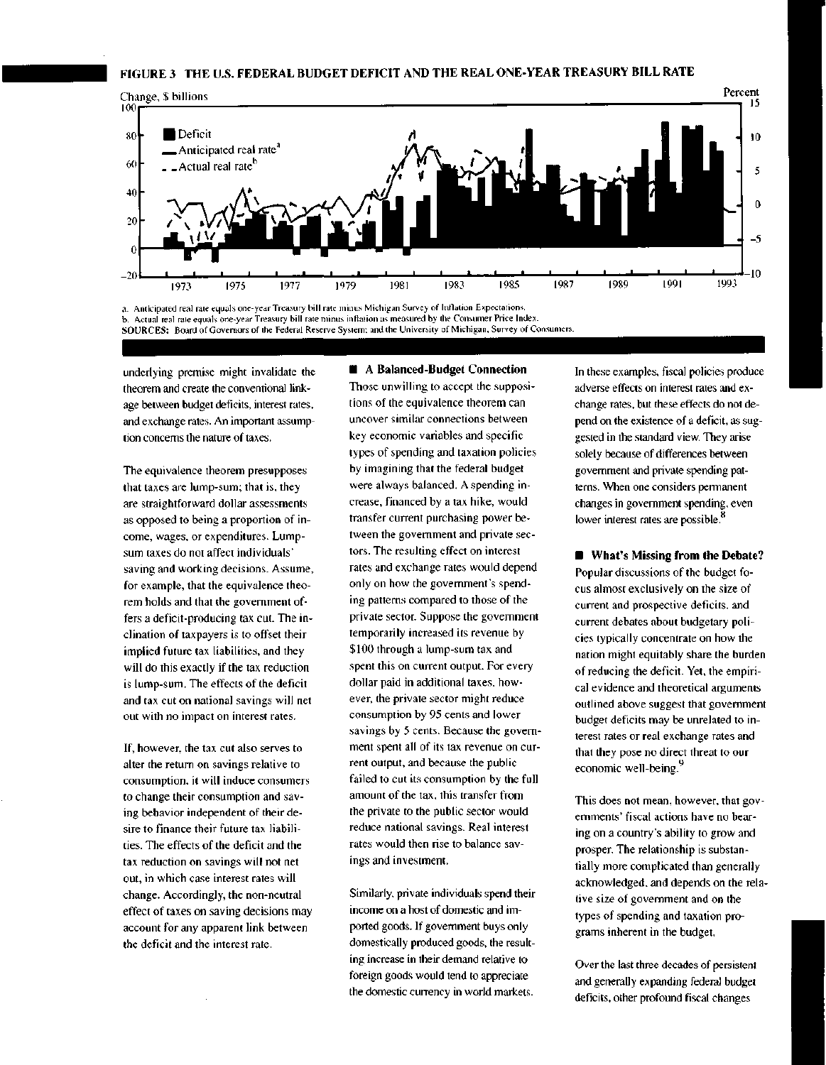**FIGURE 3 THE U.S. FEDERAL BUDGET DEFICIT AND THE REAL ONE-YEAR TREASURY BILL RATE**

a. Anticipated real rate equals one-year Treasury bill rate minus Michigan Survey of Inflation Expectations.
b. Actual real rate equals one-year Treasury bill rate minus inflation as measured by the Consumer Price Index.
SOURCES: Board of Governors of the Federal Reserve System; and the University of Michigan, Survey of Consumers.

underlying premise might invalidate the theorem and create the conventional linkage between budget deficits, interest rates, and exchange rates. An important assumption concerns the nature of taxes.

The equivalence theorem presupposes that taxes are lump-sum; that is, they are straightforward dollar assessments as opposed to being a proportion of income, wages, or expenditures. Lump-sum taxes do not affect individuals' saving and working decisions. Assume, for example, that the equivalence theorem holds and that the government offers a deficit-producing tax cut. The inclination of taxpayers is to offset their implied future tax liabilities, and they will do this exactly if the tax reduction is lump-sum. The effects of the deficit and tax cut on national savings will net out with no impact on interest rates.

If, however, the tax cut also serves to alter the return on savings relative to consumption, it will induce consumers to change their consumption and saving behavior independent of their desire to finance their future tax liabilities. The effects of the deficit and the tax reduction on savings will not net out, in which case interest rates will change. Accordingly, the non-neutral effect of taxes on saving decisions may account for any apparent link between the deficit and the interest rate.

## A Balanced-Budget Connection

Those unwilling to accept the suppositions of the equivalence theorem can uncover similar connections between key economic variables and specific types of spending and taxation policies by imagining that the federal budget were always balanced. A spending increase, financed by a tax hike, would transfer current purchasing power between the government and private sectors. The resulting effect on interest rates and exchange rates would depend only on how the government's spending patterns compared to those of the private sector. Suppose the government temporarily increased its revenue by $100 through a lump-sum tax and spent this on current output. For every dollar paid in additional taxes, however, the private sector might reduce consumption by 95 cents and lower savings by 5 cents. Because the government spent all of its tax revenue on current output, and because the public failed to cut its consumption by the full amount of the tax, this transfer from the private to the public sector would reduce national savings. Real interest rates would then rise to balance savings and investment.

Similarly, private individuals spend their income on a host of domestic and imported goods. If government buys only domestically produced goods, the resulting increase in their demand relative to foreign goods would tend to appreciate the domestic currency in world markets. In these examples, fiscal policies produce adverse effects on interest rates and exchange rates, but these effects do not depend on the existence of a deficit, as suggested in the standard view. They arise solely because of differences between government and private spending patterns. When one considers permanent changes in government spending, even lower interest rates are possible.[8]

## What's Missing from the Debate?

Popular discussions of the budget focus almost exclusively on the size of current and prospective deficits, and current debates about budgetary policies typically concentrate on how the nation might equitably share the burden of reducing the deficit. Yet, the empirical evidence and theoretical arguments outlined above suggest that government budget deficits may be unrelated to interest rates or real exchange rates and that they pose no direct threat to our economic well-being.[9]

This does not mean, however, that governments' fiscal actions have no bearing on a country's ability to grow and prosper. The relationship is substantially more complicated than generally acknowledged, and depends on the relative size of government and on the types of spending and taxation programs inherent in the budget.

Over the last three decades of persistent and generally expanding federal budget deficits, other profound fiscal changes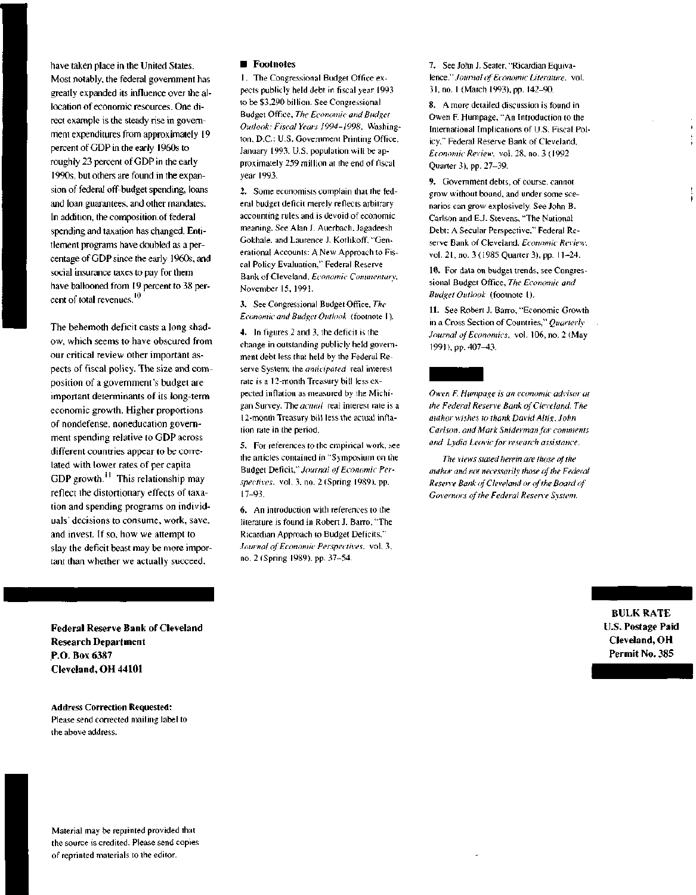have taken place in the United States. Most notably, the federal government has greatly expanded its influence over the allocation of economic resources. One direct example is the steady rise in government expenditures from approximately 19 percent of GDP in the early 1960s to roughly 23 percent of GDP in the early 1990s, but others are found in the expansion of federal off-budget spending, loans and loan guarantees, and other mandates. In addition, the composition of federal spending and taxation has changed. Entitlement programs have doubled as a percentage of GDP since the early 1960s, and social insurance taxes to pay for them have ballooned from 19 percent to 38 percent of total revenues.[10]

The behemoth deficit casts a long shadow, which seems to have obscured from our critical review other important aspects of fiscal policy. The size and composition of a government's budget are important determinants of its long-term economic growth. Higher proportions of nondefense, noneducation government spending relative to GDP across different countries appear to be correlated with lower rates of per capita GDP growth.[11] This relationship may reflect the distortionary effects of taxation and spending programs on individuals' decisions to consume, work, save, and invest. If so, how we attempt to slay the deficit beast may be more important than whether we actually succeed.

## Footnotes

1. The Congressional Budget Office expects publicly held debt in fiscal year 1993 to be $3,290 billion. See Congressional Budget Office, *The Economic and Budget Outlook: Fiscal Years 1994–1998*, Washington, D.C.: U.S. Government Printing Office, January 1993. U.S. population will be approximately 259 million at the end of fiscal year 1993.

2. Some economists complain that the federal budget deficit merely reflects arbitrary accounting rules and is devoid of economic meaning. See Alan J. Auerbach, Jagadeesh Gokhale, and Laurence J. Kotlikoff, "Generational Accounts: A New Approach to Fiscal Policy Evaluation," Federal Reserve Bank of Cleveland, *Economic Commentary*, November 15, 1991.

3. See Congressional Budget Office, *The Economic and Budget Outlook* (footnote 1).

4. In figures 2 and 3, the deficit is the change in outstanding publicly held government debt less that held by the Federal Reserve System; the *anticipated* real interest rate is a 12-month Treasury bill less expected inflation as measured by the Michigan Survey. The *actual* real interest rate is a 12-month Treasury bill less the actual inflation rate in the period.

5. For references to the empirical work, see the articles contained in "Symposium on the Budget Deficit," *Journal of Economic Perspectives*, vol. 3, no. 2 (Spring 1989), pp. 17–93.

6. An introduction with references to the literature is found in Robert J. Barro, "The Ricardian Approach to Budget Deficits," *Journal of Economic Perspectives*, vol. 3, no. 2 (Spring 1989), pp. 37–54.

7. See John J. Seater, "Ricardian Equivalence," *Journal of Economic Literature*, vol. 31, no. 1 (March 1993), pp. 142–90.

8. A more detailed discussion is found in Owen F. Humpage, "An Introduction to the International Implications of U.S. Fiscal Policy," Federal Reserve Bank of Cleveland, *Economic Review*, vol. 28, no. 3 (1992 Quarter 3), pp. 27–39.

9. Government debts, of course, cannot grow without bound, and under some scenarios can grow explosively. See John B. Carlson and E.J. Stevens, "The National Debt: A Secular Perspective," Federal Reserve Bank of Cleveland, *Economic Review*, vol. 21, no. 3 (1985 Quarter 3), pp. 11–24.

10. For data on budget trends, see Congressional Budget Office, *The Economic and Budget Outlook* (footnote 1).

11. See Robert J. Barro, "Economic Growth in a Cross Section of Countries," *Quarterly Journal of Economics*, vol. 106, no. 2 (May 1991), pp. 407–43.

*Owen F. Humpage is an economic advisor at the Federal Reserve Bank of Cleveland. The author wishes to thank David Altig, John Carlson, and Mark Sniderman for comments and Lydia Leovic for research assistance.*

*The views stated herein are those of the author and not necessarily those of the Federal Reserve Bank of Cleveland or of the Board of Governors of the Federal Reserve System.*

**Federal Reserve Bank of Cleveland**
**Research Department**
**P.O. Box 6387**
**Cleveland, OH 44101**

**BULK RATE**
**U.S. Postage Paid**
**Cleveland, OH**
**Permit No. 385**

**Address Correction Requested:**
Please send corrected mailing label to the above address.

Material may be reprinted provided that the source is credited. Please send copies of reprinted materials to the editor.